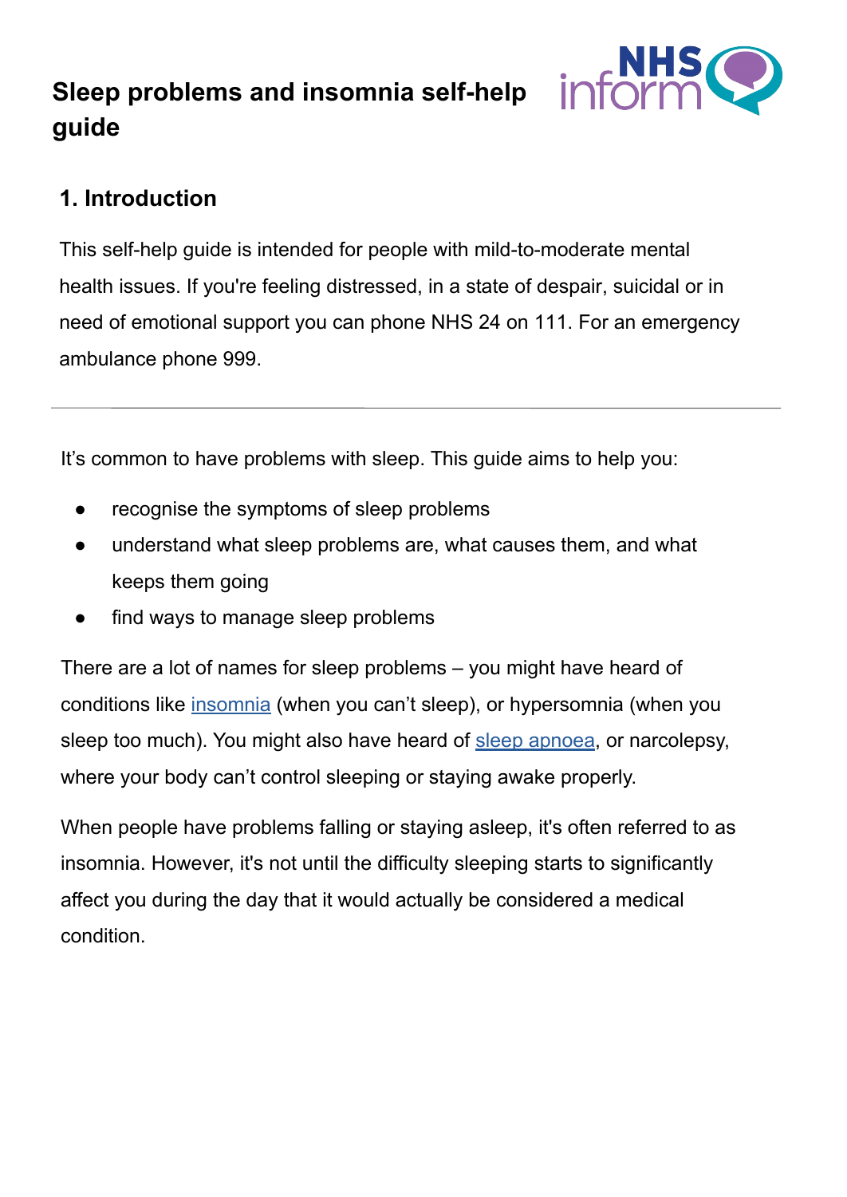# Sleep problems and insomnia self-help guide

## 1. Introduction

This self-help guide is intended for people with mild-to-moderate mental health issues. If you're feeling distressed, in a state of despair, suicidal or in need of emotional support you can phone NHS 24 on 111. For an emergency ambulance phone 999.

---

It's common to have problems with sleep. This guide aims to help you:

- recognise the symptoms of sleep problems
- understand what sleep problems are, what causes them, and what keeps them going
- find ways to manage sleep problems

There are a lot of names for sleep problems – you might have heard of conditions like insomnia (when you can't sleep), or hypersomnia (when you sleep too much). You might also have heard of sleep apnoea, or narcolepsy, where your body can't control sleeping or staying awake properly.

When people have problems falling or staying asleep, it's often referred to as insomnia. However, it's not until the difficulty sleeping starts to significantly affect you during the day that it would actually be considered a medical condition.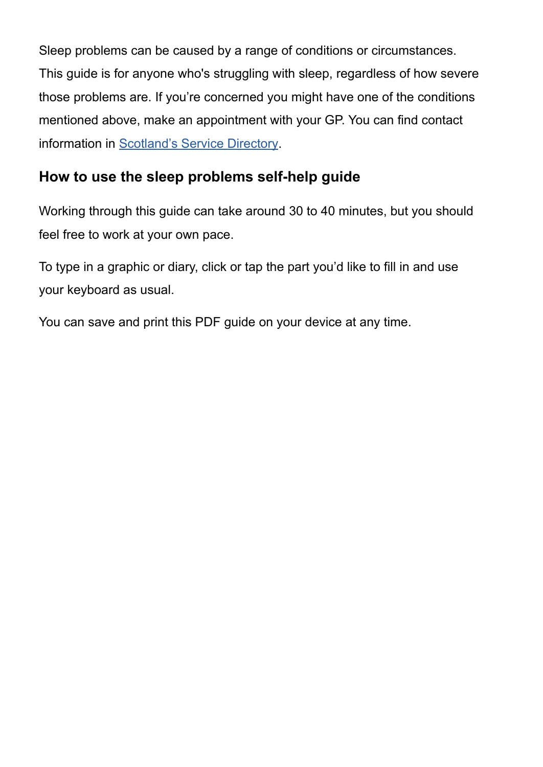Sleep problems can be caused by a range of conditions or circumstances. This guide is for anyone who's struggling with sleep, regardless of how severe those problems are. If you're concerned you might have one of the conditions mentioned above, make an appointment with your GP. You can find contact information in [Scotland's Service Directory](#).

## How to use the sleep problems self-help guide

Working through this guide can take around 30 to 40 minutes, but you should feel free to work at your own pace.

To type in a graphic or diary, click or tap the part you'd like to fill in and use your keyboard as usual.

You can save and print this PDF guide on your device at any time.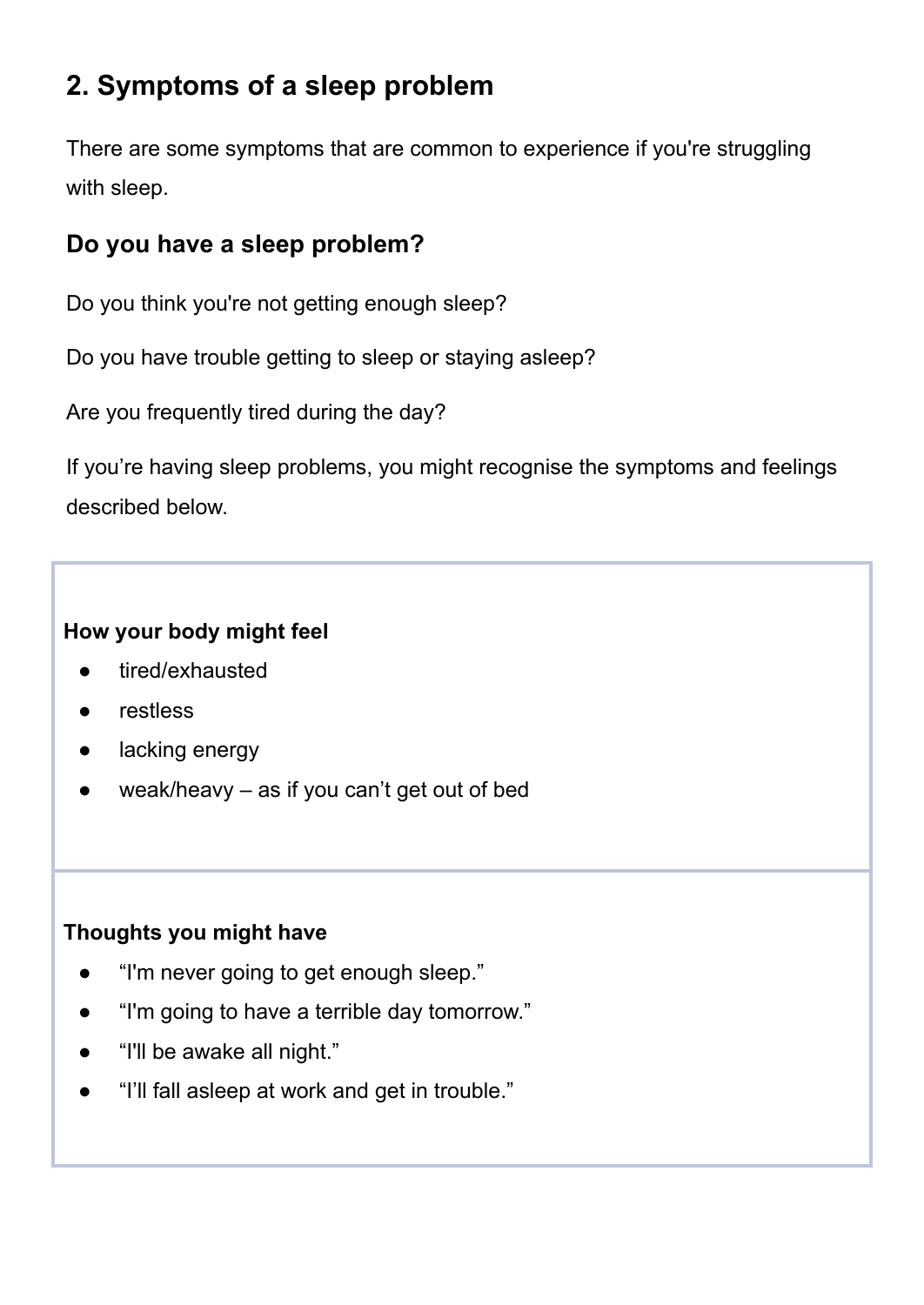## 2. Symptoms of a sleep problem

There are some symptoms that are common to experience if you're struggling with sleep.

### Do you have a sleep problem?

Do you think you're not getting enough sleep?

Do you have trouble getting to sleep or staying asleep?

Are you frequently tired during the day?

If you're having sleep problems, you might recognise the symptoms and feelings described below.

**How your body might feel**

- tired/exhausted
- restless
- lacking energy
- weak/heavy – as if you can't get out of bed

**Thoughts you might have**

- "I'm never going to get enough sleep."
- "I'm going to have a terrible day tomorrow."
- "I'll be awake all night."
- "I'll fall asleep at work and get in trouble."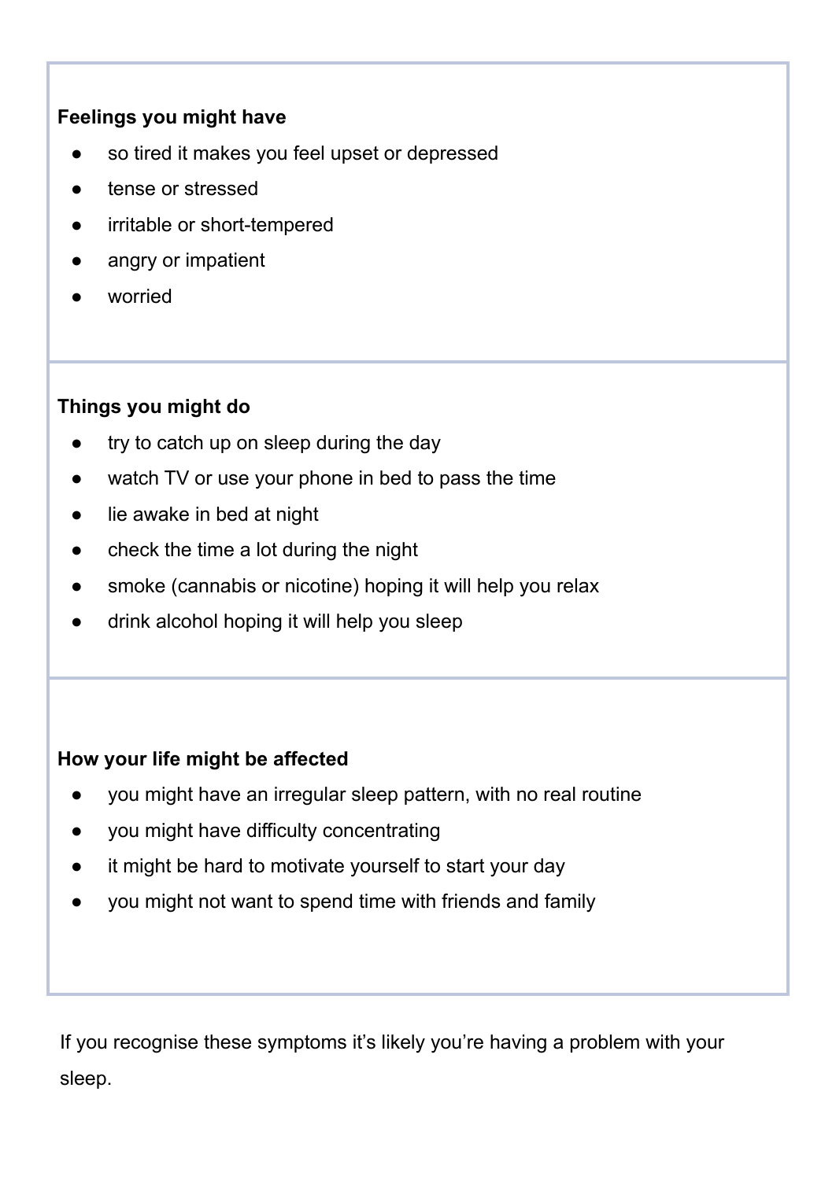**Feelings you might have**

- so tired it makes you feel upset or depressed
- tense or stressed
- irritable or short-tempered
- angry or impatient
- worried

**Things you might do**

- try to catch up on sleep during the day
- watch TV or use your phone in bed to pass the time
- lie awake in bed at night
- check the time a lot during the night
- smoke (cannabis or nicotine) hoping it will help you relax
- drink alcohol hoping it will help you sleep

**How your life might be affected**

- you might have an irregular sleep pattern, with no real routine
- you might have difficulty concentrating
- it might be hard to motivate yourself to start your day
- you might not want to spend time with friends and family

If you recognise these symptoms it's likely you're having a problem with your sleep.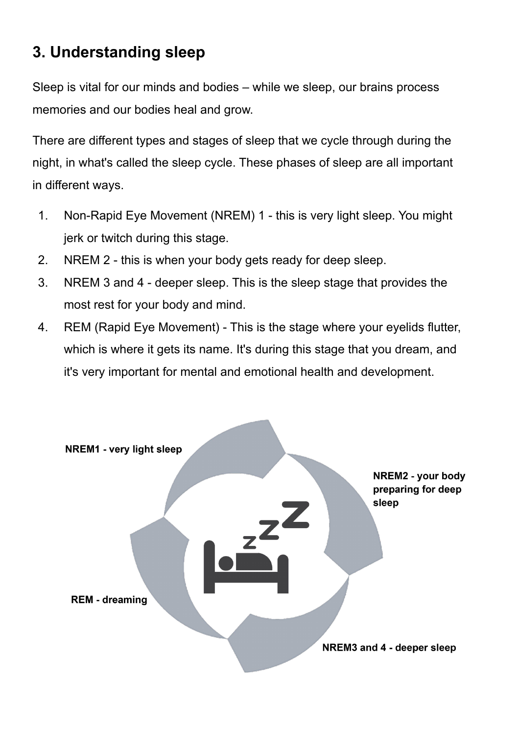## 3. Understanding sleep

Sleep is vital for our minds and bodies – while we sleep, our brains process memories and our bodies heal and grow.

There are different types and stages of sleep that we cycle through during the night, in what's called the sleep cycle. These phases of sleep are all important in different ways.

1. Non-Rapid Eye Movement (NREM) 1 - this is very light sleep. You might jerk or twitch during this stage.
2. NREM 2 - this is when your body gets ready for deep sleep.
3. NREM 3 and 4 - deeper sleep. This is the sleep stage that provides the most rest for your body and mind.
4. REM (Rapid Eye Movement) - This is the stage where your eyelids flutter, which is where it gets its name. It's during this stage that you dream, and it's very important for mental and emotional health and development.

**NREM1 - very light sleep**

**NREM2 - your body preparing for deep sleep**

**NREM3 and 4 - deeper sleep**

**REM - dreaming**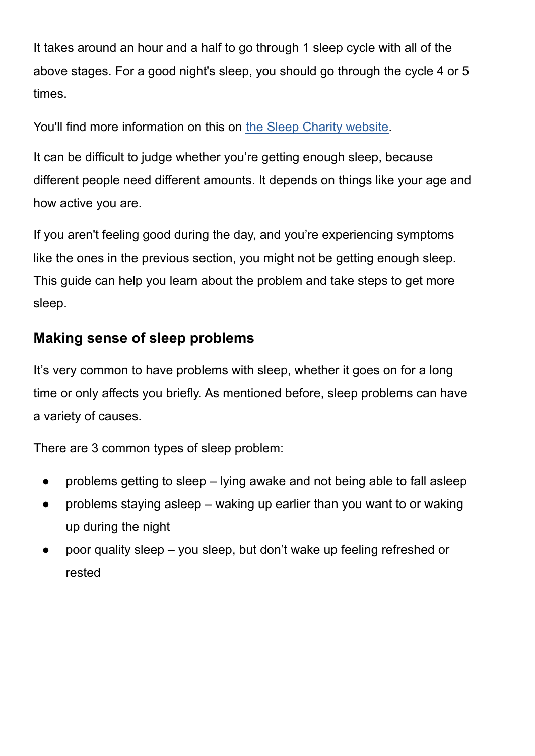It takes around an hour and a half to go through 1 sleep cycle with all of the above stages. For a good night's sleep, you should go through the cycle 4 or 5 times.

You'll find more information on this on [the Sleep Charity website](#).

It can be difficult to judge whether you're getting enough sleep, because different people need different amounts. It depends on things like your age and how active you are.

If you aren't feeling good during the day, and you're experiencing symptoms like the ones in the previous section, you might not be getting enough sleep. This guide can help you learn about the problem and take steps to get more sleep.

## Making sense of sleep problems

It's very common to have problems with sleep, whether it goes on for a long time or only affects you briefly. As mentioned before, sleep problems can have a variety of causes.

There are 3 common types of sleep problem:

- problems getting to sleep – lying awake and not being able to fall asleep
- problems staying asleep – waking up earlier than you want to or waking up during the night
- poor quality sleep – you sleep, but don't wake up feeling refreshed or rested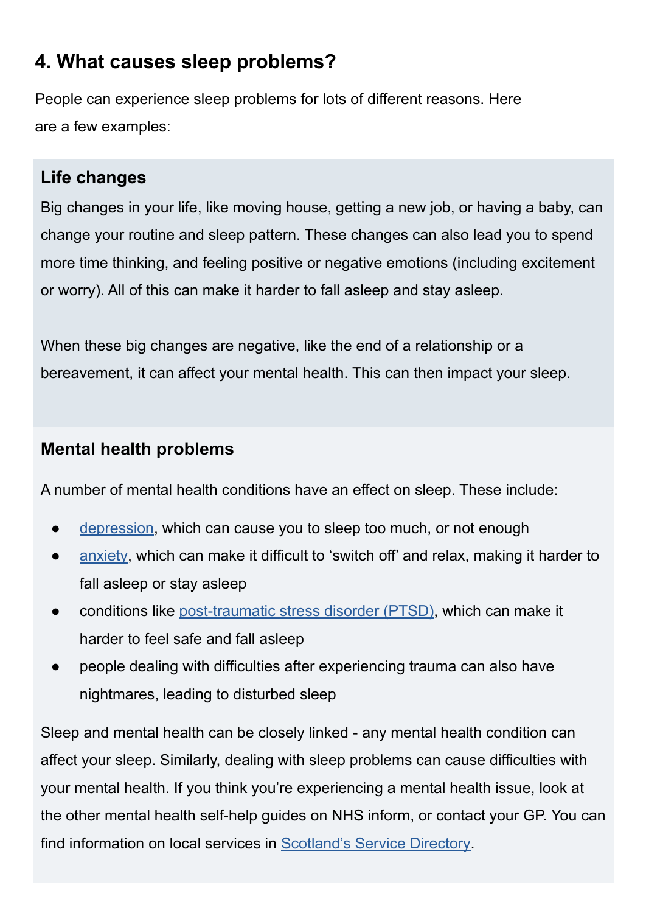## 4. What causes sleep problems?

People can experience sleep problems for lots of different reasons. Here are a few examples:

### Life changes

Big changes in your life, like moving house, getting a new job, or having a baby, can change your routine and sleep pattern. These changes can also lead you to spend more time thinking, and feeling positive or negative emotions (including excitement or worry). All of this can make it harder to fall asleep and stay asleep.

When these big changes are negative, like the end of a relationship or a bereavement, it can affect your mental health. This can then impact your sleep.

### Mental health problems

A number of mental health conditions have an effect on sleep. These include:

- depression, which can cause you to sleep too much, or not enough
- anxiety, which can make it difficult to 'switch off' and relax, making it harder to fall asleep or stay asleep
- conditions like post-traumatic stress disorder (PTSD), which can make it harder to feel safe and fall asleep
- people dealing with difficulties after experiencing trauma can also have nightmares, leading to disturbed sleep

Sleep and mental health can be closely linked - any mental health condition can affect your sleep. Similarly, dealing with sleep problems can cause difficulties with your mental health. If you think you're experiencing a mental health issue, look at the other mental health self-help guides on NHS inform, or contact your GP. You can find information on local services in Scotland's Service Directory.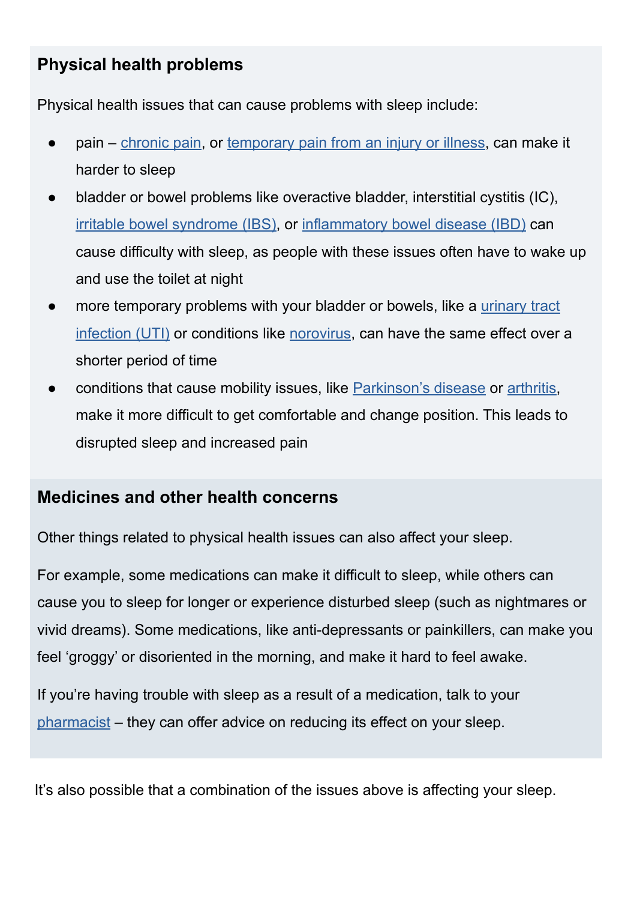## Physical health problems

Physical health issues that can cause problems with sleep include:

- pain – chronic pain, or temporary pain from an injury or illness, can make it harder to sleep
- bladder or bowel problems like overactive bladder, interstitial cystitis (IC), irritable bowel syndrome (IBS), or inflammatory bowel disease (IBD) can cause difficulty with sleep, as people with these issues often have to wake up and use the toilet at night
- more temporary problems with your bladder or bowels, like a urinary tract infection (UTI) or conditions like norovirus, can have the same effect over a shorter period of time
- conditions that cause mobility issues, like Parkinson's disease or arthritis, make it more difficult to get comfortable and change position. This leads to disrupted sleep and increased pain

## Medicines and other health concerns

Other things related to physical health issues can also affect your sleep.

For example, some medications can make it difficult to sleep, while others can cause you to sleep for longer or experience disturbed sleep (such as nightmares or vivid dreams). Some medications, like anti-depressants or painkillers, can make you feel 'groggy' or disoriented in the morning, and make it hard to feel awake.

If you're having trouble with sleep as a result of a medication, talk to your pharmacist – they can offer advice on reducing its effect on your sleep.

It's also possible that a combination of the issues above is affecting your sleep.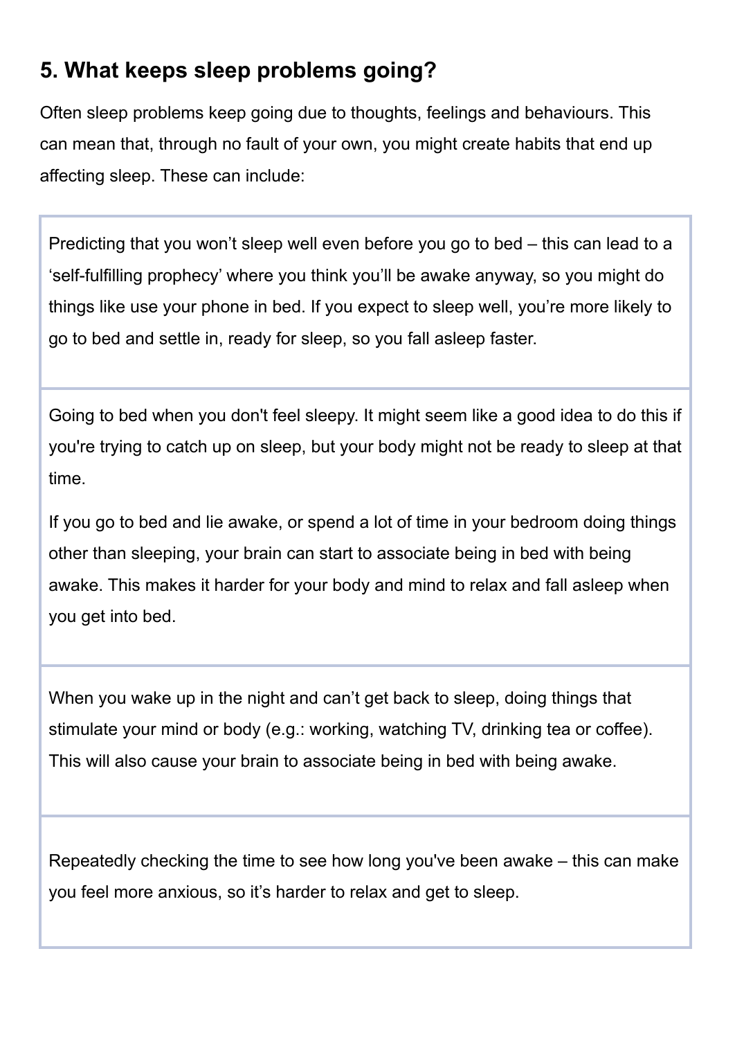## 5. What keeps sleep problems going?

Often sleep problems keep going due to thoughts, feelings and behaviours. This can mean that, through no fault of your own, you might create habits that end up affecting sleep. These can include:

| |
|---|
| Predicting that you won't sleep well even before you go to bed – this can lead to a 'self-fulfilling prophecy' where you think you'll be awake anyway, so you might do things like use your phone in bed. If you expect to sleep well, you're more likely to go to bed and settle in, ready for sleep, so you fall asleep faster. |
| Going to bed when you don't feel sleepy. It might seem like a good idea to do this if you're trying to catch up on sleep, but your body might not be ready to sleep at that time. If you go to bed and lie awake, or spend a lot of time in your bedroom doing things other than sleeping, your brain can start to associate being in bed with being awake. This makes it harder for your body and mind to relax and fall asleep when you get into bed. |
| When you wake up in the night and can't get back to sleep, doing things that stimulate your mind or body (e.g.: working, watching TV, drinking tea or coffee). This will also cause your brain to associate being in bed with being awake. |
| Repeatedly checking the time to see how long you've been awake – this can make you feel more anxious, so it's harder to relax and get to sleep. |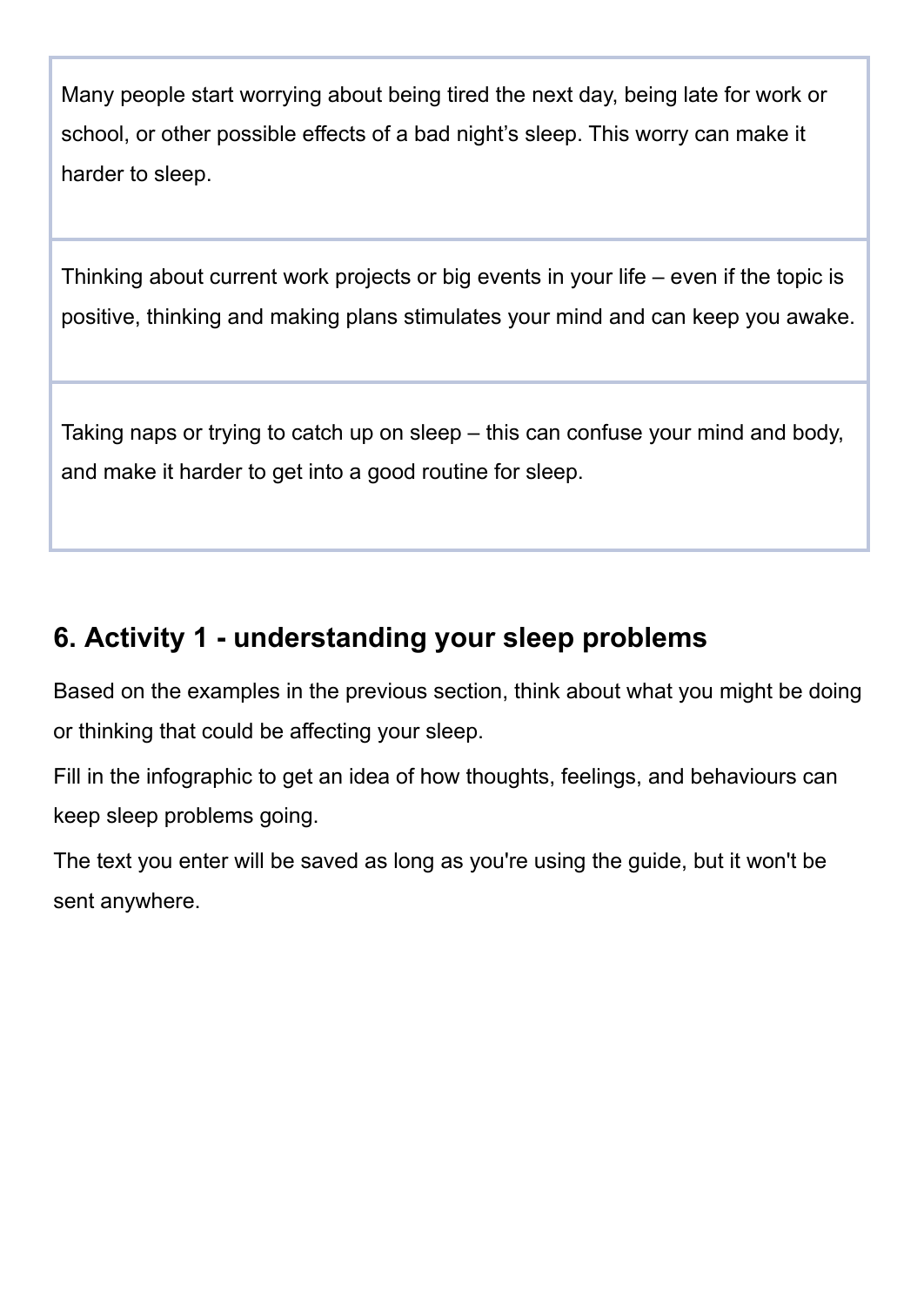| |
|---|
| Many people start worrying about being tired the next day, being late for work or school, or other possible effects of a bad night's sleep. This worry can make it harder to sleep. |
| Thinking about current work projects or big events in your life – even if the topic is positive, thinking and making plans stimulates your mind and can keep you awake. |
| Taking naps or trying to catch up on sleep – this can confuse your mind and body, and make it harder to get into a good routine for sleep. |

## 6. Activity 1 - understanding your sleep problems

Based on the examples in the previous section, think about what you might be doing or thinking that could be affecting your sleep.

Fill in the infographic to get an idea of how thoughts, feelings, and behaviours can keep sleep problems going.

The text you enter will be saved as long as you're using the guide, but it won't be sent anywhere.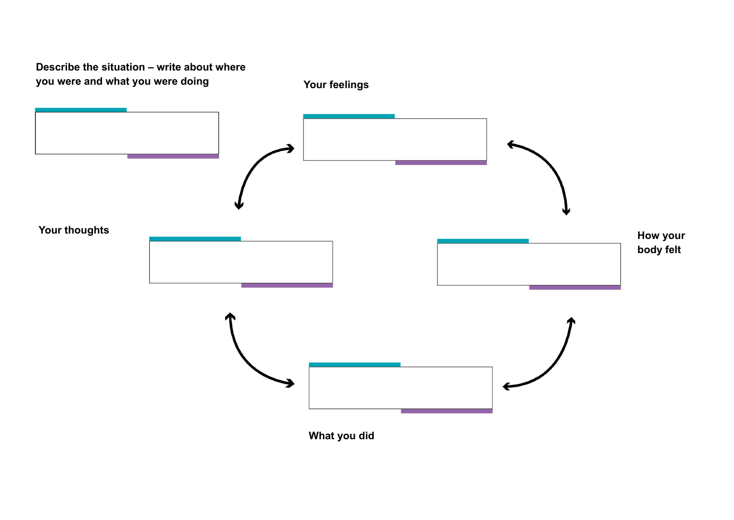**Describe the situation – write about where you were and what you were doing**

**Your feelings**

**Your thoughts**

**How your body felt**

**What you did**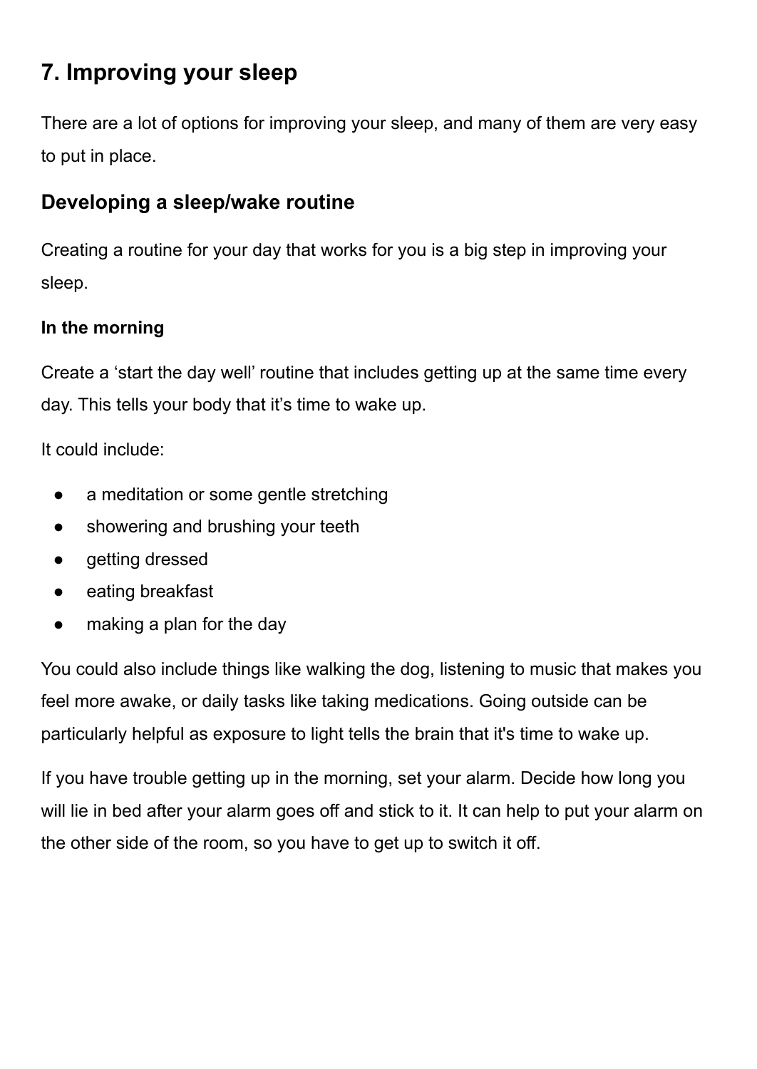## 7. Improving your sleep

There are a lot of options for improving your sleep, and many of them are very easy to put in place.

### Developing a sleep/wake routine

Creating a routine for your day that works for you is a big step in improving your sleep.

#### In the morning

Create a 'start the day well' routine that includes getting up at the same time every day. This tells your body that it's time to wake up.

It could include:

- a meditation or some gentle stretching
- showering and brushing your teeth
- getting dressed
- eating breakfast
- making a plan for the day

You could also include things like walking the dog, listening to music that makes you feel more awake, or daily tasks like taking medications. Going outside can be particularly helpful as exposure to light tells the brain that it's time to wake up.

If you have trouble getting up in the morning, set your alarm. Decide how long you will lie in bed after your alarm goes off and stick to it. It can help to put your alarm on the other side of the room, so you have to get up to switch it off.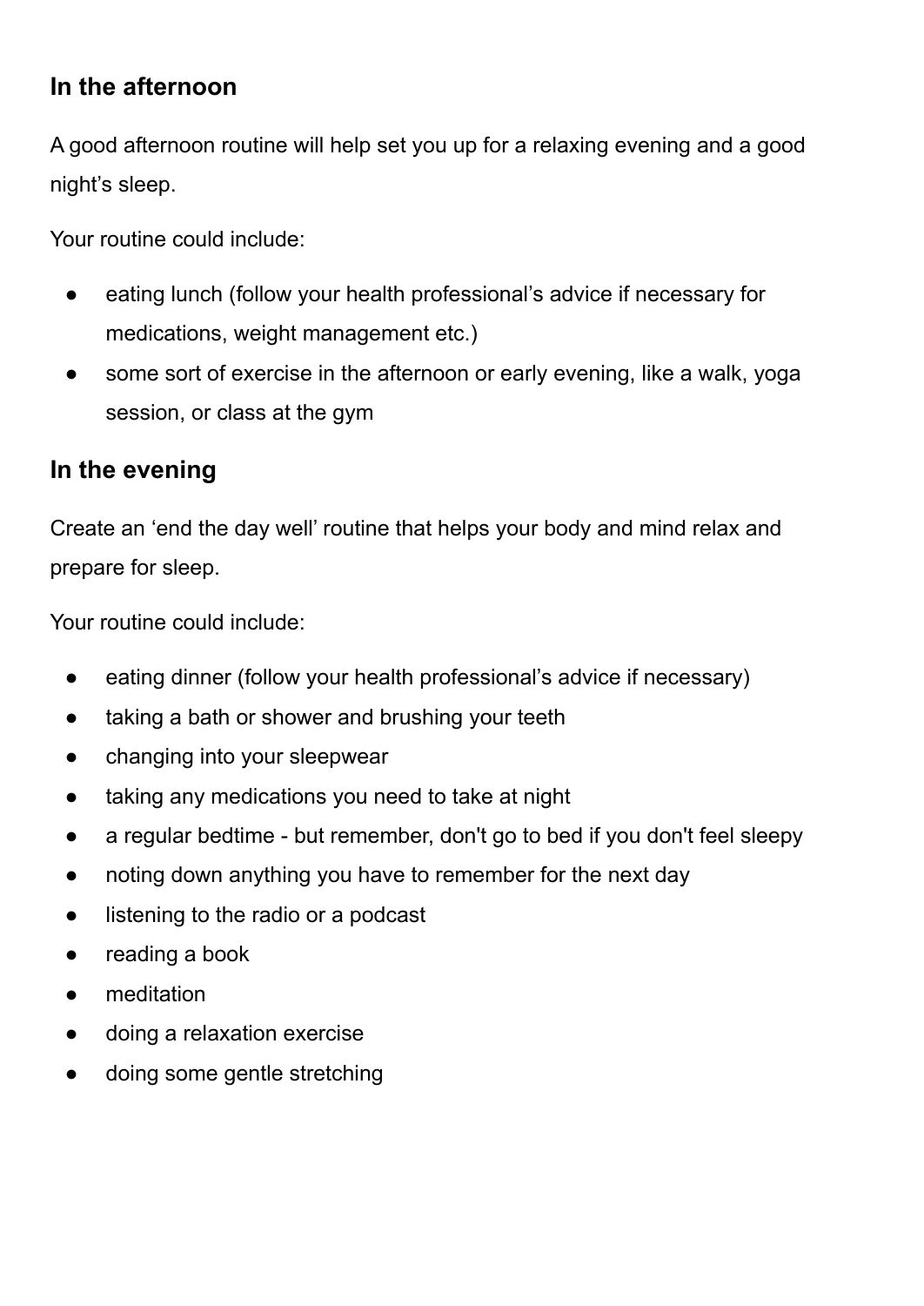## In the afternoon

A good afternoon routine will help set you up for a relaxing evening and a good night's sleep.

Your routine could include:

- eating lunch (follow your health professional's advice if necessary for medications, weight management etc.)
- some sort of exercise in the afternoon or early evening, like a walk, yoga session, or class at the gym

## In the evening

Create an 'end the day well' routine that helps your body and mind relax and prepare for sleep.

Your routine could include:

- eating dinner (follow your health professional's advice if necessary)
- taking a bath or shower and brushing your teeth
- changing into your sleepwear
- taking any medications you need to take at night
- a regular bedtime - but remember, don't go to bed if you don't feel sleepy
- noting down anything you have to remember for the next day
- listening to the radio or a podcast
- reading a book
- meditation
- doing a relaxation exercise
- doing some gentle stretching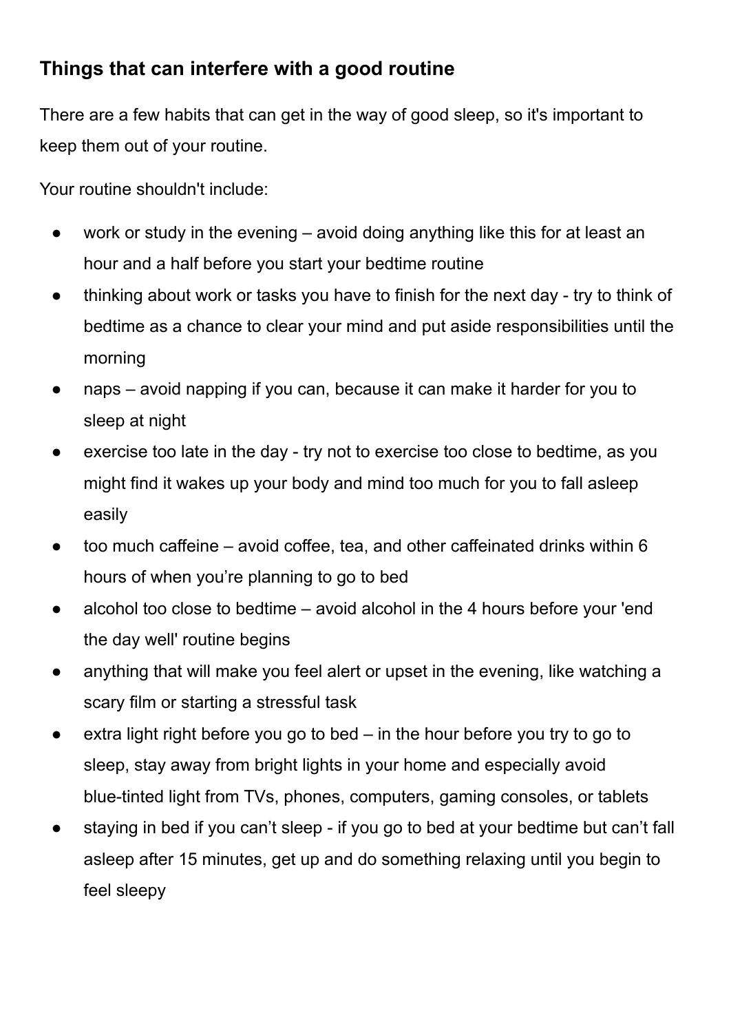## Things that can interfere with a good routine

There are a few habits that can get in the way of good sleep, so it's important to keep them out of your routine.

Your routine shouldn't include:

- work or study in the evening – avoid doing anything like this for at least an hour and a half before you start your bedtime routine
- thinking about work or tasks you have to finish for the next day - try to think of bedtime as a chance to clear your mind and put aside responsibilities until the morning
- naps – avoid napping if you can, because it can make it harder for you to sleep at night
- exercise too late in the day - try not to exercise too close to bedtime, as you might find it wakes up your body and mind too much for you to fall asleep easily
- too much caffeine – avoid coffee, tea, and other caffeinated drinks within 6 hours of when you're planning to go to bed
- alcohol too close to bedtime – avoid alcohol in the 4 hours before your 'end the day well' routine begins
- anything that will make you feel alert or upset in the evening, like watching a scary film or starting a stressful task
- extra light right before you go to bed – in the hour before you try to go to sleep, stay away from bright lights in your home and especially avoid blue-tinted light from TVs, phones, computers, gaming consoles, or tablets
- staying in bed if you can't sleep - if you go to bed at your bedtime but can't fall asleep after 15 minutes, get up and do something relaxing until you begin to feel sleepy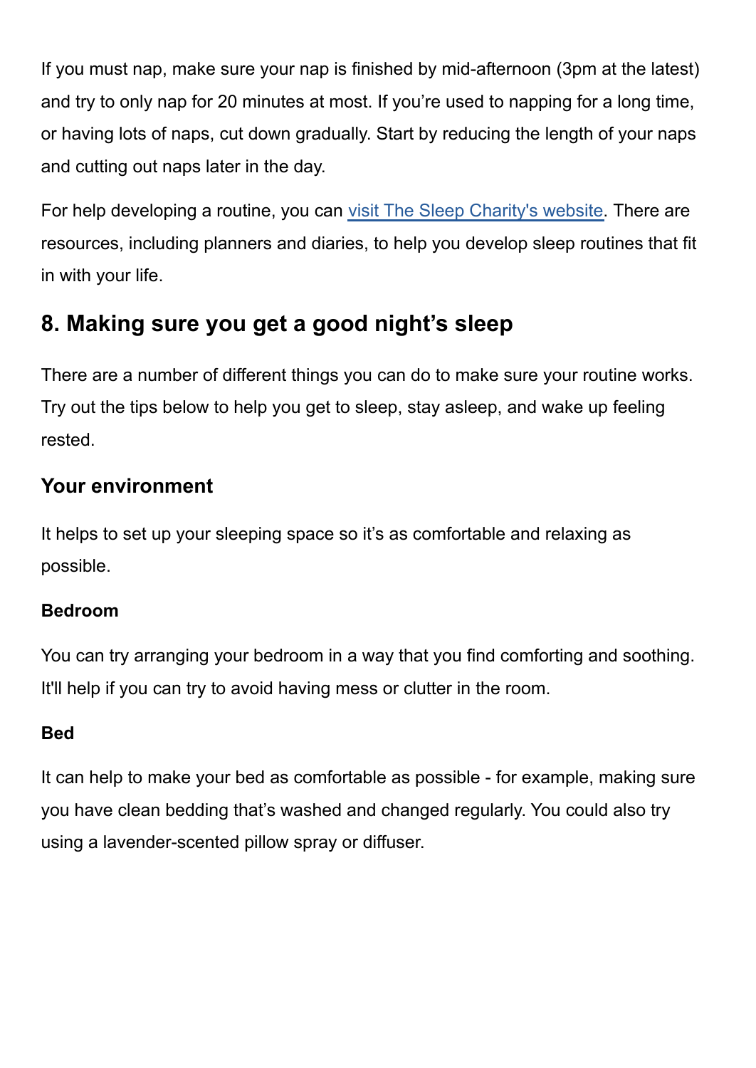If you must nap, make sure your nap is finished by mid-afternoon (3pm at the latest) and try to only nap for 20 minutes at most. If you're used to napping for a long time, or having lots of naps, cut down gradually. Start by reducing the length of your naps and cutting out naps later in the day.

For help developing a routine, you can [visit The Sleep Charity's website](). There are resources, including planners and diaries, to help you develop sleep routines that fit in with your life.

## 8. Making sure you get a good night's sleep

There are a number of different things you can do to make sure your routine works. Try out the tips below to help you get to sleep, stay asleep, and wake up feeling rested.

### Your environment

It helps to set up your sleeping space so it's as comfortable and relaxing as possible.

#### Bedroom

You can try arranging your bedroom in a way that you find comforting and soothing. It'll help if you can try to avoid having mess or clutter in the room.

#### Bed

It can help to make your bed as comfortable as possible - for example, making sure you have clean bedding that's washed and changed regularly. You could also try using a lavender-scented pillow spray or diffuser.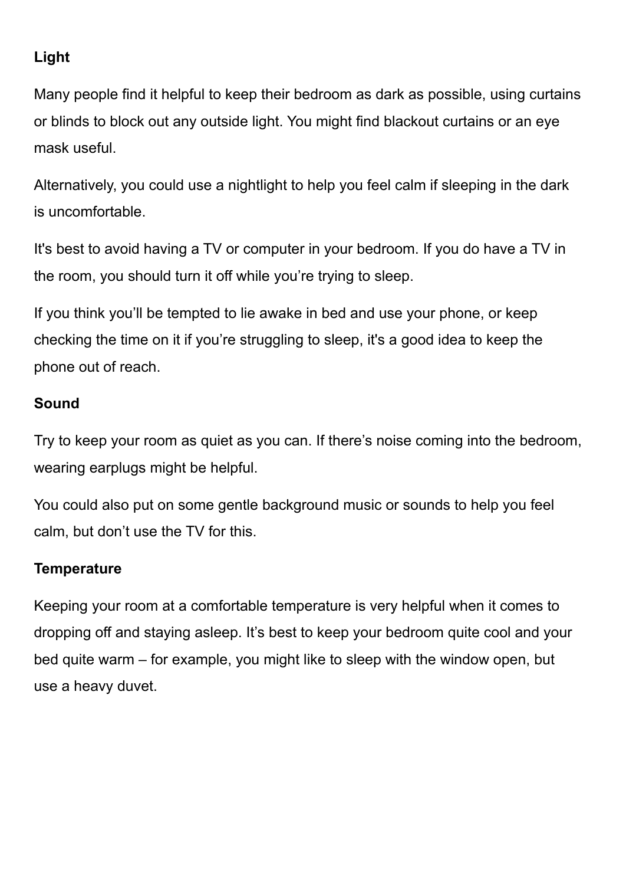**Light**

Many people find it helpful to keep their bedroom as dark as possible, using curtains or blinds to block out any outside light. You might find blackout curtains or an eye mask useful.

Alternatively, you could use a nightlight to help you feel calm if sleeping in the dark is uncomfortable.

It's best to avoid having a TV or computer in your bedroom. If you do have a TV in the room, you should turn it off while you're trying to sleep.

If you think you'll be tempted to lie awake in bed and use your phone, or keep checking the time on it if you're struggling to sleep, it's a good idea to keep the phone out of reach.

**Sound**

Try to keep your room as quiet as you can. If there's noise coming into the bedroom, wearing earplugs might be helpful.

You could also put on some gentle background music or sounds to help you feel calm, but don't use the TV for this.

**Temperature**

Keeping your room at a comfortable temperature is very helpful when it comes to dropping off and staying asleep. It's best to keep your bedroom quite cool and your bed quite warm – for example, you might like to sleep with the window open, but use a heavy duvet.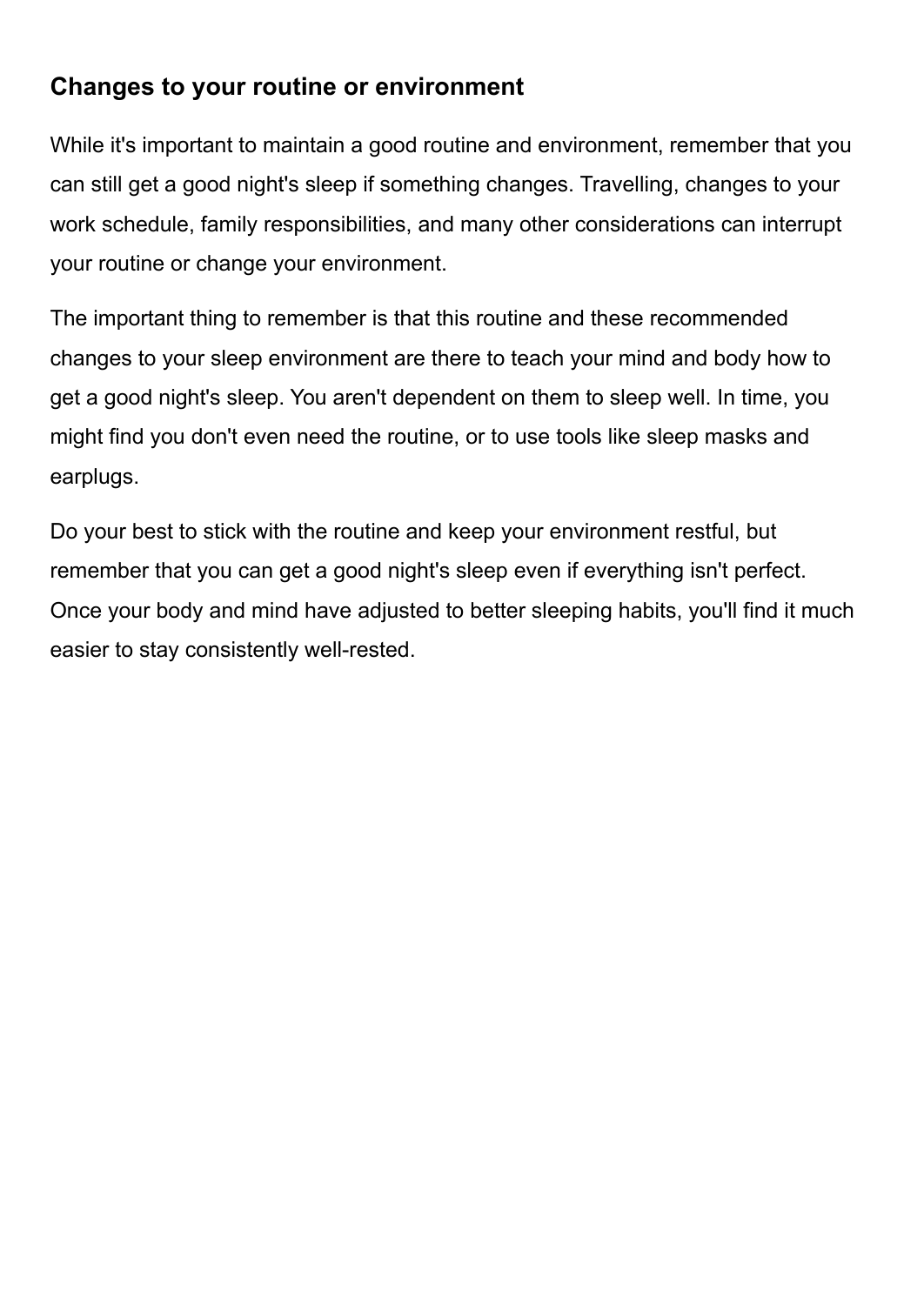## Changes to your routine or environment

While it's important to maintain a good routine and environment, remember that you can still get a good night's sleep if something changes. Travelling, changes to your work schedule, family responsibilities, and many other considerations can interrupt your routine or change your environment.

The important thing to remember is that this routine and these recommended changes to your sleep environment are there to teach your mind and body how to get a good night's sleep. You aren't dependent on them to sleep well. In time, you might find you don't even need the routine, or to use tools like sleep masks and earplugs.

Do your best to stick with the routine and keep your environment restful, but remember that you can get a good night's sleep even if everything isn't perfect. Once your body and mind have adjusted to better sleeping habits, you'll find it much easier to stay consistently well-rested.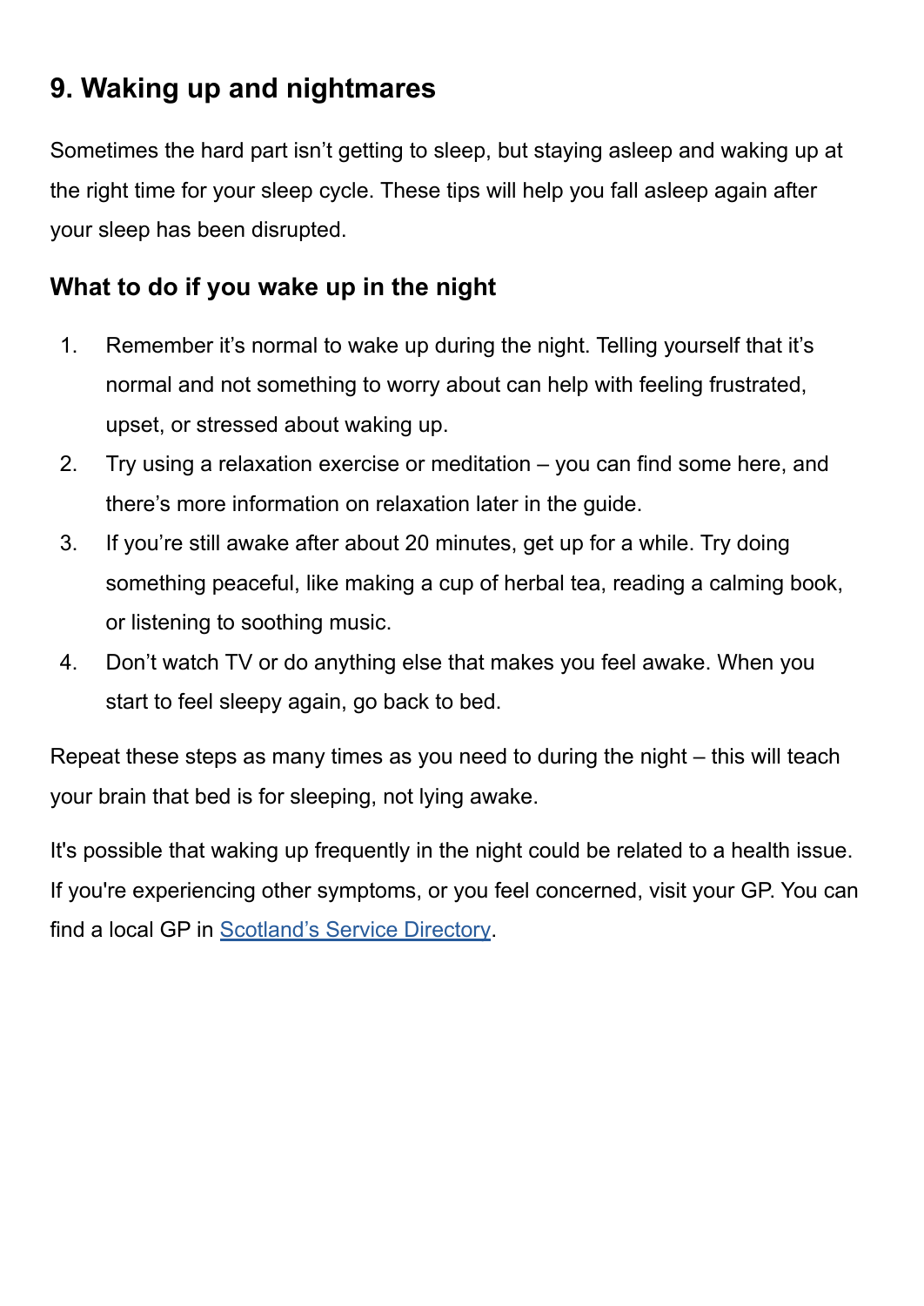## 9. Waking up and nightmares

Sometimes the hard part isn't getting to sleep, but staying asleep and waking up at the right time for your sleep cycle. These tips will help you fall asleep again after your sleep has been disrupted.

### What to do if you wake up in the night

1. Remember it's normal to wake up during the night. Telling yourself that it's normal and not something to worry about can help with feeling frustrated, upset, or stressed about waking up.
2. Try using a relaxation exercise or meditation – you can find some here, and there's more information on relaxation later in the guide.
3. If you're still awake after about 20 minutes, get up for a while. Try doing something peaceful, like making a cup of herbal tea, reading a calming book, or listening to soothing music.
4. Don't watch TV or do anything else that makes you feel awake. When you start to feel sleepy again, go back to bed.

Repeat these steps as many times as you need to during the night – this will teach your brain that bed is for sleeping, not lying awake.

It's possible that waking up frequently in the night could be related to a health issue. If you're experiencing other symptoms, or you feel concerned, visit your GP. You can find a local GP in Scotland's Service Directory.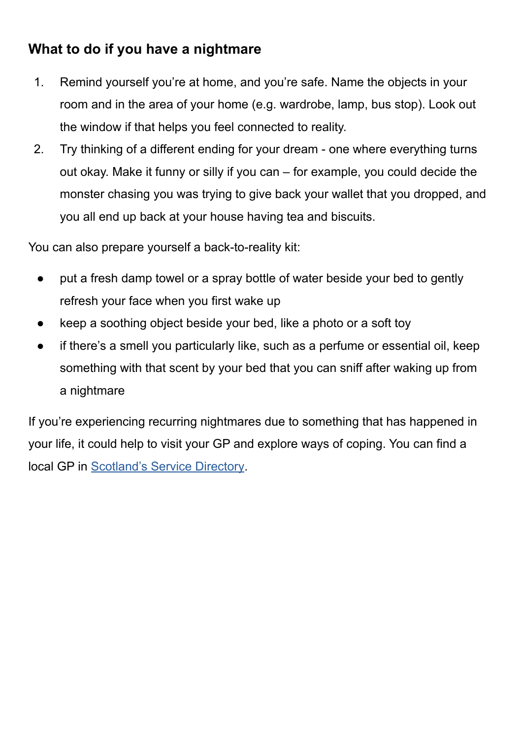### What to do if you have a nightmare

1. Remind yourself you're at home, and you're safe. Name the objects in your room and in the area of your home (e.g. wardrobe, lamp, bus stop). Look out the window if that helps you feel connected to reality.
2. Try thinking of a different ending for your dream - one where everything turns out okay. Make it funny or silly if you can – for example, you could decide the monster chasing you was trying to give back your wallet that you dropped, and you all end up back at your house having tea and biscuits.

You can also prepare yourself a back-to-reality kit:

- put a fresh damp towel or a spray bottle of water beside your bed to gently refresh your face when you first wake up
- keep a soothing object beside your bed, like a photo or a soft toy
- if there's a smell you particularly like, such as a perfume or essential oil, keep something with that scent by your bed that you can sniff after waking up from a nightmare

If you're experiencing recurring nightmares due to something that has happened in your life, it could help to visit your GP and explore ways of coping. You can find a local GP in Scotland's Service Directory.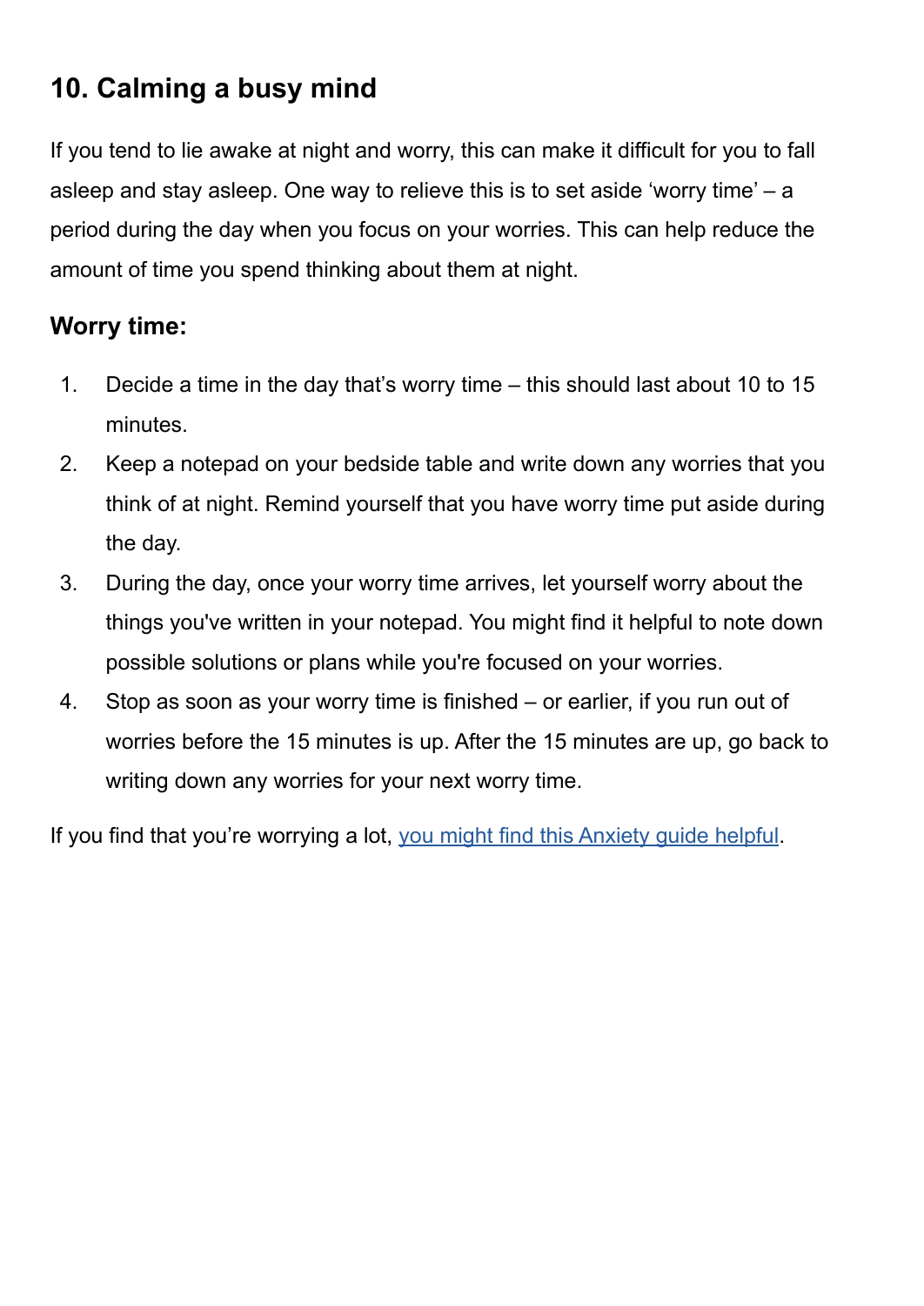## 10. Calming a busy mind

If you tend to lie awake at night and worry, this can make it difficult for you to fall asleep and stay asleep. One way to relieve this is to set aside 'worry time' – a period during the day when you focus on your worries. This can help reduce the amount of time you spend thinking about them at night.

### Worry time:

1. Decide a time in the day that's worry time – this should last about 10 to 15 minutes.
2. Keep a notepad on your bedside table and write down any worries that you think of at night. Remind yourself that you have worry time put aside during the day.
3. During the day, once your worry time arrives, let yourself worry about the things you've written in your notepad. You might find it helpful to note down possible solutions or plans while you're focused on your worries.
4. Stop as soon as your worry time is finished – or earlier, if you run out of worries before the 15 minutes is up. After the 15 minutes are up, go back to writing down any worries for your next worry time.

If you find that you're worrying a lot, you might find this Anxiety guide helpful.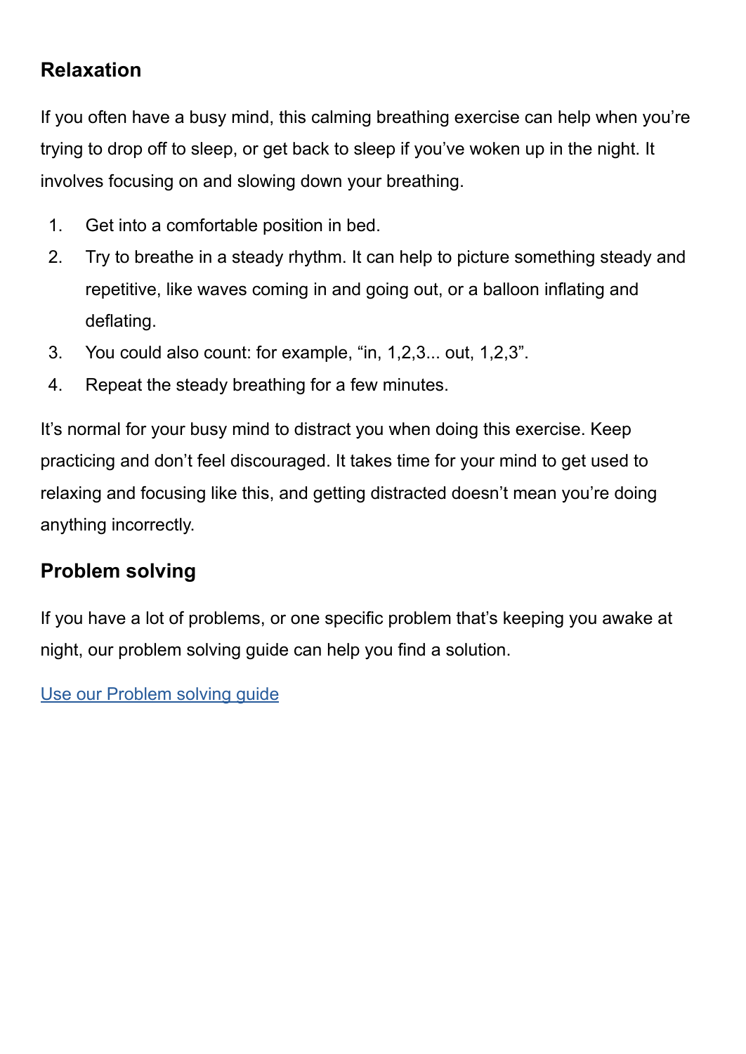## Relaxation

If you often have a busy mind, this calming breathing exercise can help when you're trying to drop off to sleep, or get back to sleep if you've woken up in the night. It involves focusing on and slowing down your breathing.

1. Get into a comfortable position in bed.
2. Try to breathe in a steady rhythm. It can help to picture something steady and repetitive, like waves coming in and going out, or a balloon inflating and deflating.
3. You could also count: for example, "in, 1,2,3... out, 1,2,3".
4. Repeat the steady breathing for a few minutes.

It's normal for your busy mind to distract you when doing this exercise. Keep practicing and don't feel discouraged. It takes time for your mind to get used to relaxing and focusing like this, and getting distracted doesn't mean you're doing anything incorrectly.

## Problem solving

If you have a lot of problems, or one specific problem that's keeping you awake at night, our problem solving guide can help you find a solution.

Use our Problem solving guide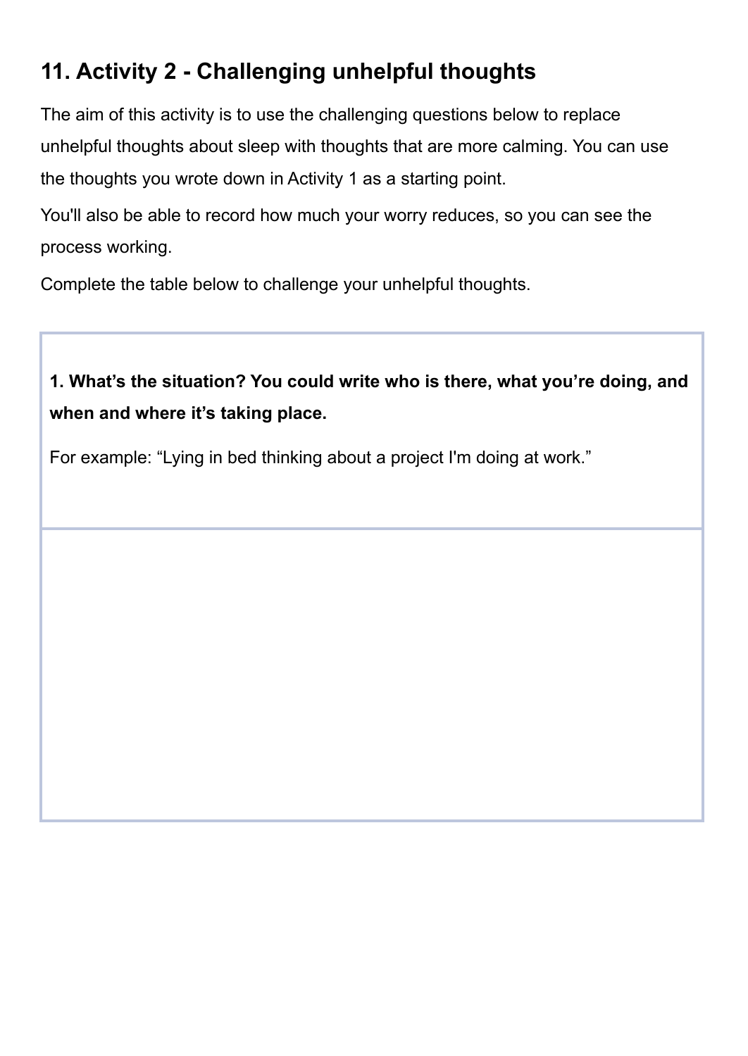## 11. Activity 2 - Challenging unhelpful thoughts

The aim of this activity is to use the challenging questions below to replace unhelpful thoughts about sleep with thoughts that are more calming. You can use the thoughts you wrote down in Activity 1 as a starting point.

You'll also be able to record how much your worry reduces, so you can see the process working.

Complete the table below to challenge your unhelpful thoughts.

| **1. What's the situation? You could write who is there, what you're doing, and when and where it's taking place.**<br><br>For example: "Lying in bed thinking about a project I'm doing at work." |
| --- |
| |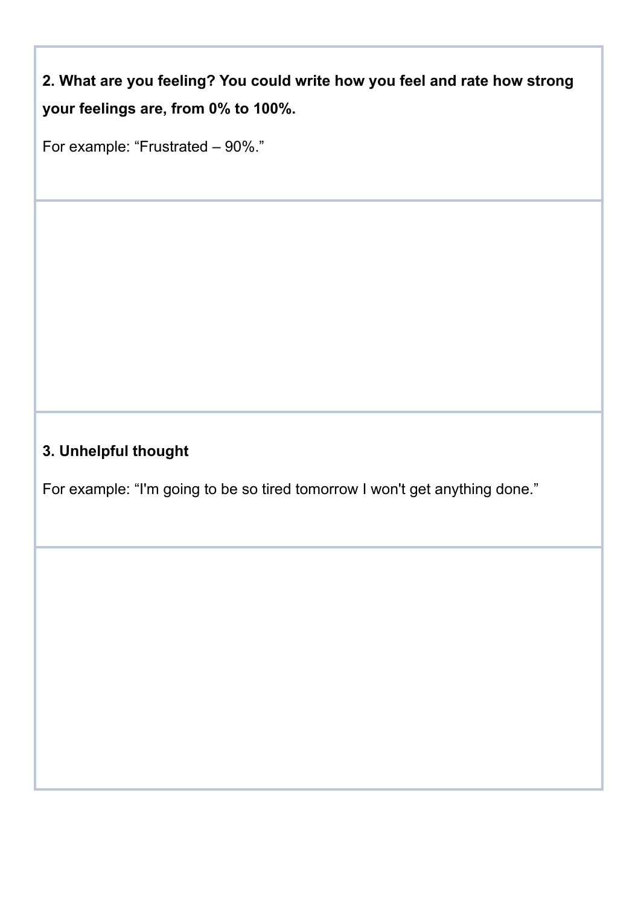**2. What are you feeling? You could write how you feel and rate how strong your feelings are, from 0% to 100%.**

For example: “Frustrated – 90%.”

**3. Unhelpful thought**

For example: “I'm going to be so tired tomorrow I won't get anything done.”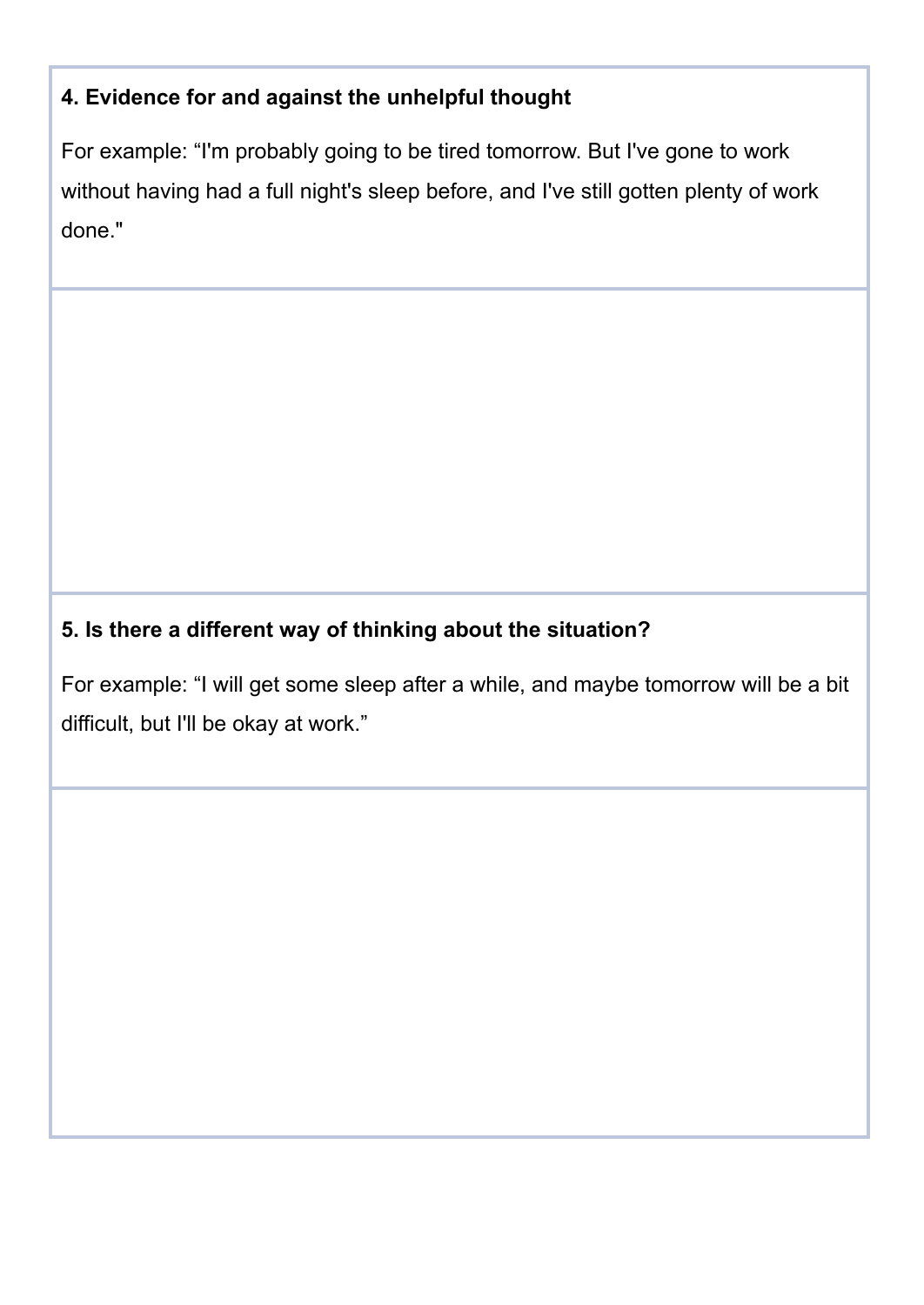**4. Evidence for and against the unhelpful thought**

For example: “I'm probably going to be tired tomorrow. But I've gone to work without having had a full night's sleep before, and I've still gotten plenty of work done."

**5. Is there a different way of thinking about the situation?**

For example: “I will get some sleep after a while, and maybe tomorrow will be a bit difficult, but I'll be okay at work.”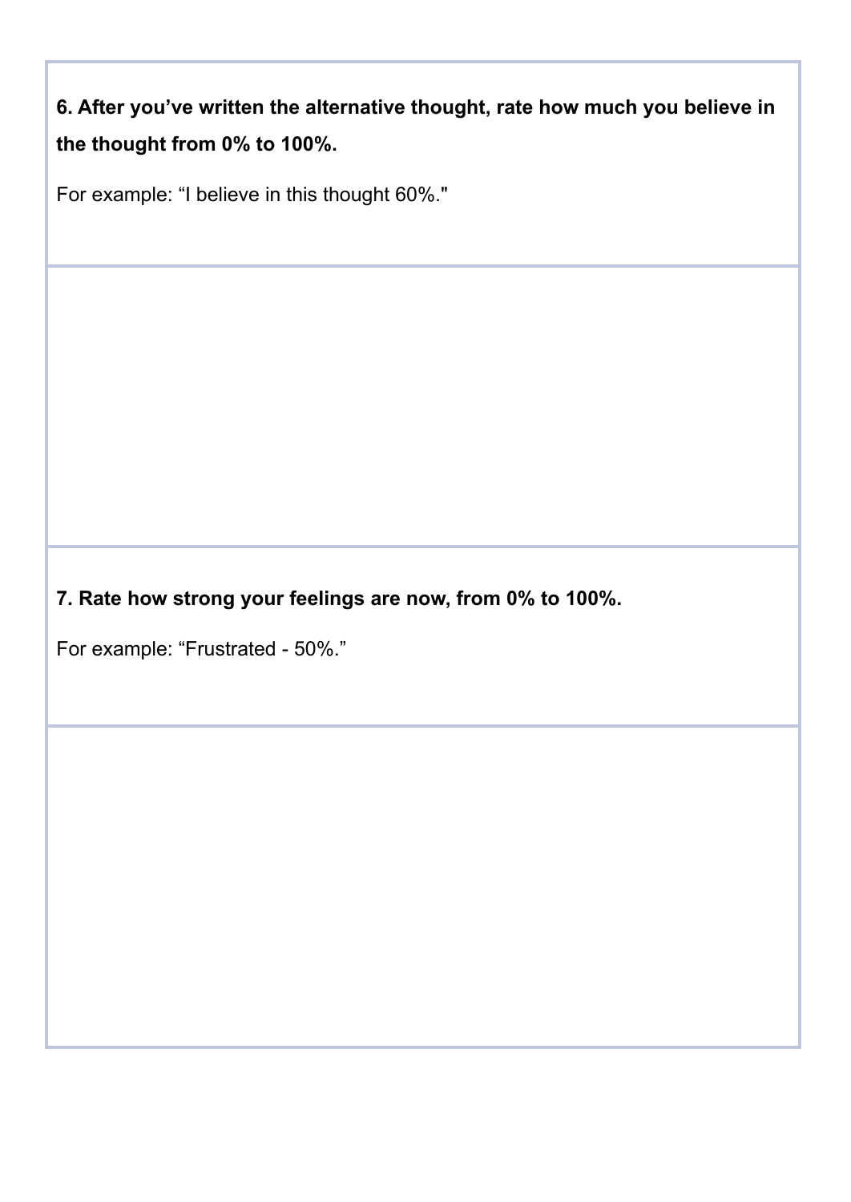**6. After you've written the alternative thought, rate how much you believe in the thought from 0% to 100%.**

For example: "I believe in this thought 60%."

**7. Rate how strong your feelings are now, from 0% to 100%.**

For example: "Frustrated - 50%."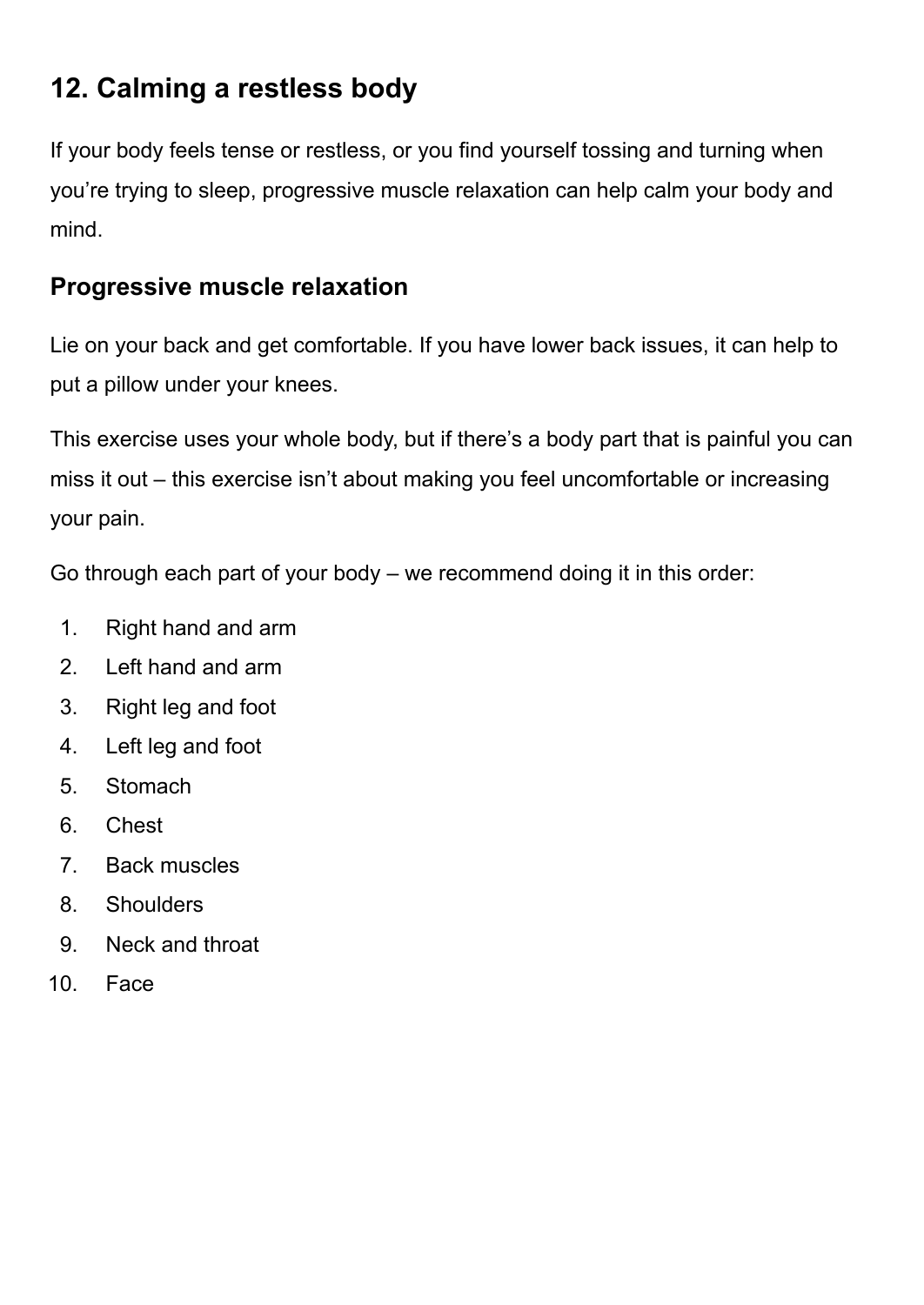## 12. Calming a restless body

If your body feels tense or restless, or you find yourself tossing and turning when you're trying to sleep, progressive muscle relaxation can help calm your body and mind.

### Progressive muscle relaxation

Lie on your back and get comfortable. If you have lower back issues, it can help to put a pillow under your knees.

This exercise uses your whole body, but if there's a body part that is painful you can miss it out – this exercise isn't about making you feel uncomfortable or increasing your pain.

Go through each part of your body – we recommend doing it in this order:

1. Right hand and arm
2. Left hand and arm
3. Right leg and foot
4. Left leg and foot
5. Stomach
6. Chest
7. Back muscles
8. Shoulders
9. Neck and throat
10. Face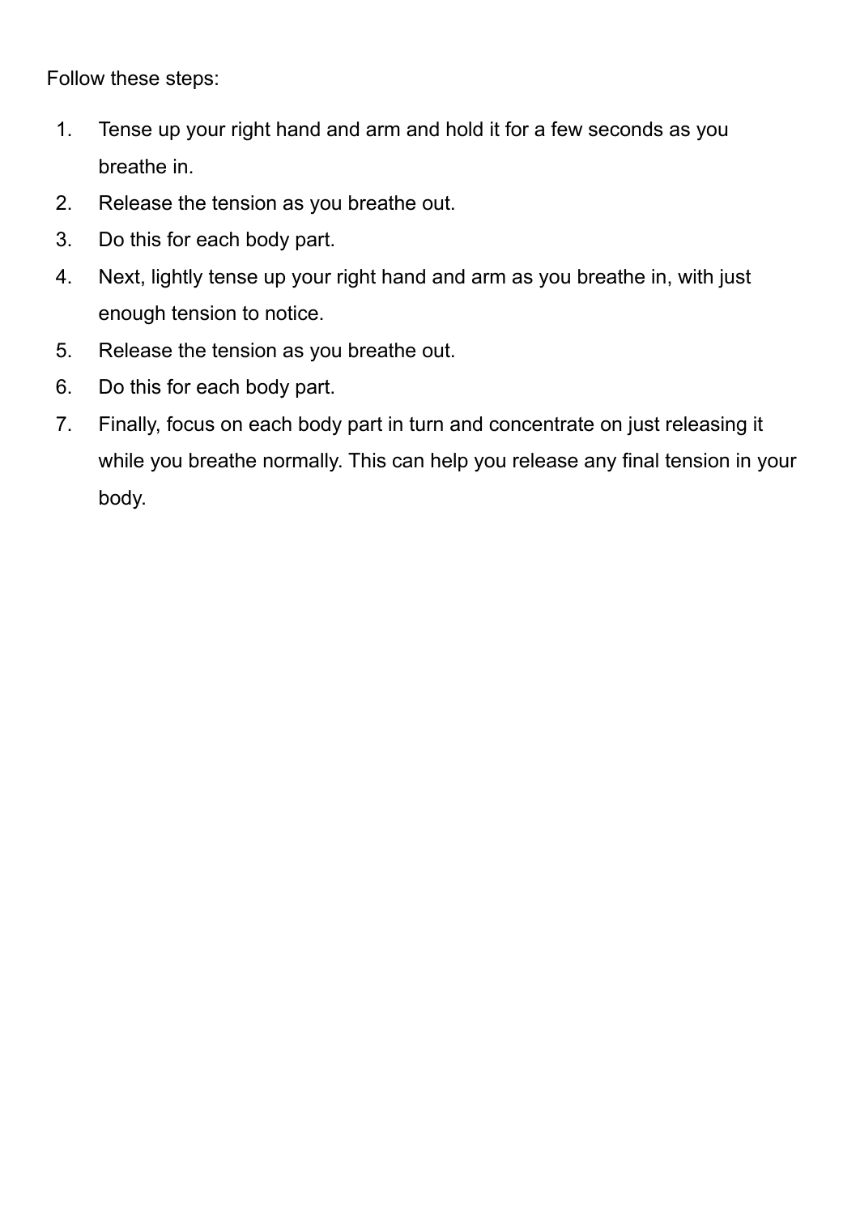Follow these steps:

1. Tense up your right hand and arm and hold it for a few seconds as you breathe in.
2. Release the tension as you breathe out.
3. Do this for each body part.
4. Next, lightly tense up your right hand and arm as you breathe in, with just enough tension to notice.
5. Release the tension as you breathe out.
6. Do this for each body part.
7. Finally, focus on each body part in turn and concentrate on just releasing it while you breathe normally. This can help you release any final tension in your body.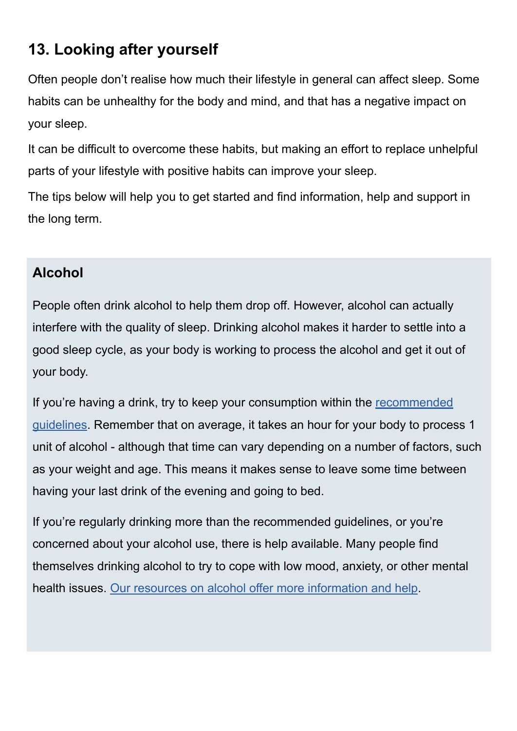## 13. Looking after yourself

Often people don’t realise how much their lifestyle in general can affect sleep. Some habits can be unhealthy for the body and mind, and that has a negative impact on your sleep.

It can be difficult to overcome these habits, but making an effort to replace unhelpful parts of your lifestyle with positive habits can improve your sleep.

The tips below will help you to get started and find information, help and support in the long term.

### Alcohol

People often drink alcohol to help them drop off. However, alcohol can actually interfere with the quality of sleep. Drinking alcohol makes it harder to settle into a good sleep cycle, as your body is working to process the alcohol and get it out of your body.

If you’re having a drink, try to keep your consumption within the recommended guidelines. Remember that on average, it takes an hour for your body to process 1 unit of alcohol - although that time can vary depending on a number of factors, such as your weight and age. This means it makes sense to leave some time between having your last drink of the evening and going to bed.

If you’re regularly drinking more than the recommended guidelines, or you’re concerned about your alcohol use, there is help available. Many people find themselves drinking alcohol to try to cope with low mood, anxiety, or other mental health issues. Our resources on alcohol offer more information and help.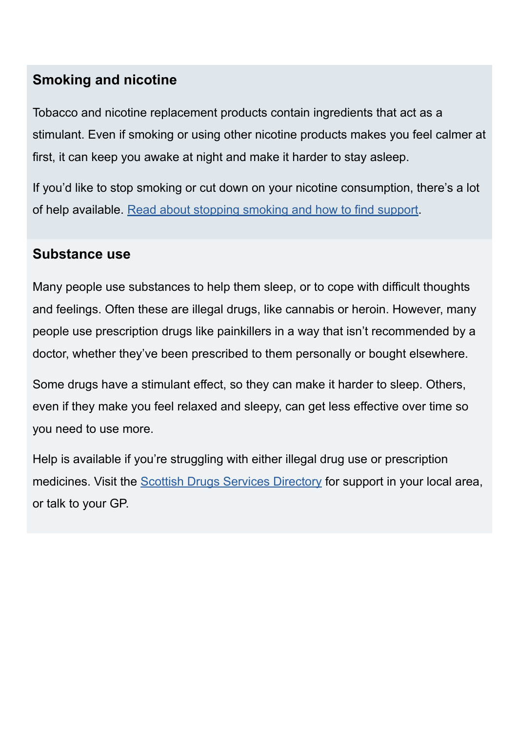### Smoking and nicotine

Tobacco and nicotine replacement products contain ingredients that act as a stimulant. Even if smoking or using other nicotine products makes you feel calmer at first, it can keep you awake at night and make it harder to stay asleep.

If you'd like to stop smoking or cut down on your nicotine consumption, there's a lot of help available. [Read about stopping smoking and how to find support](Read about stopping smoking and how to find support).

### Substance use

Many people use substances to help them sleep, or to cope with difficult thoughts and feelings. Often these are illegal drugs, like cannabis or heroin. However, many people use prescription drugs like painkillers in a way that isn't recommended by a doctor, whether they've been prescribed to them personally or bought elsewhere.

Some drugs have a stimulant effect, so they can make it harder to sleep. Others, even if they make you feel relaxed and sleepy, can get less effective over time so you need to use more.

Help is available if you're struggling with either illegal drug use or prescription medicines. Visit the [Scottish Drugs Services Directory](Scottish Drugs Services Directory) for support in your local area, or talk to your GP.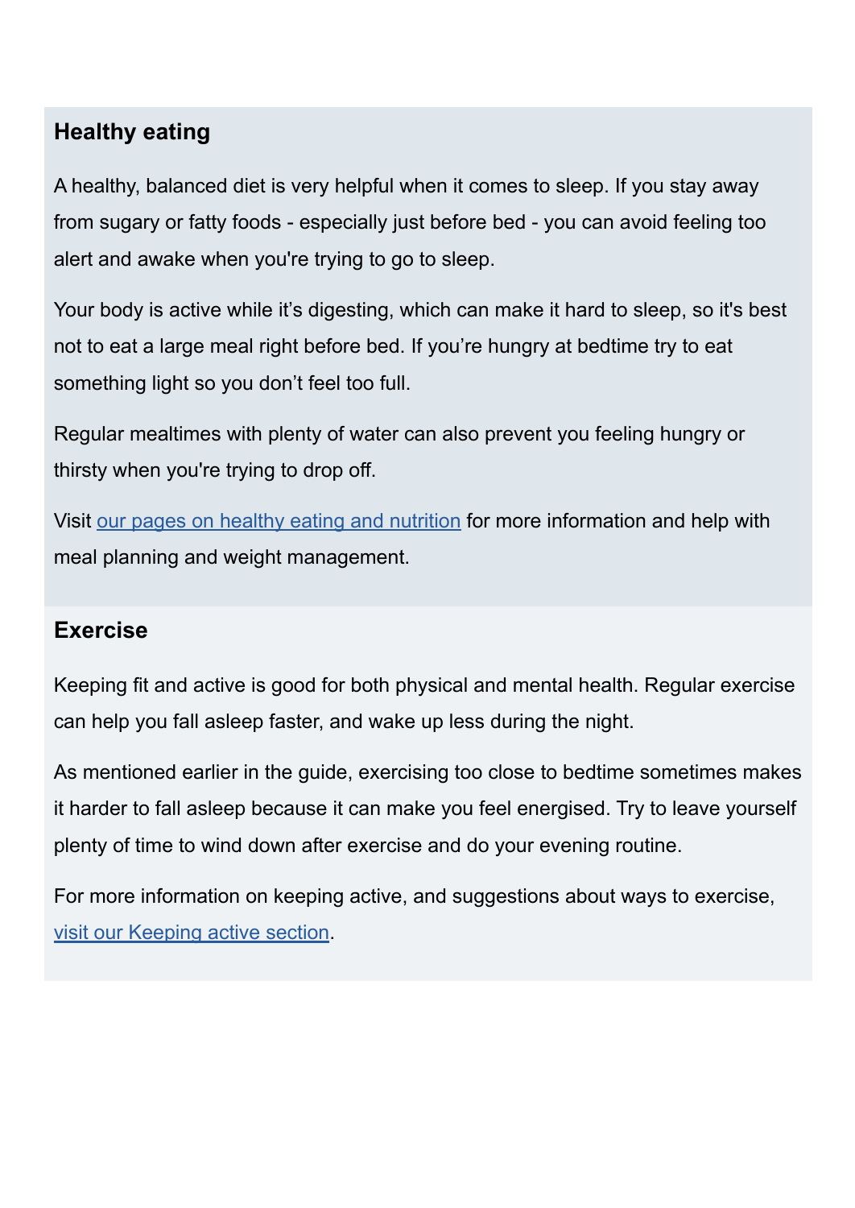## Healthy eating

A healthy, balanced diet is very helpful when it comes to sleep. If you stay away from sugary or fatty foods - especially just before bed - you can avoid feeling too alert and awake when you're trying to go to sleep.

Your body is active while it's digesting, which can make it hard to sleep, so it's best not to eat a large meal right before bed. If you're hungry at bedtime try to eat something light so you don't feel too full.

Regular mealtimes with plenty of water can also prevent you feeling hungry or thirsty when you're trying to drop off.

Visit our pages on healthy eating and nutrition for more information and help with meal planning and weight management.

## Exercise

Keeping fit and active is good for both physical and mental health. Regular exercise can help you fall asleep faster, and wake up less during the night.

As mentioned earlier in the guide, exercising too close to bedtime sometimes makes it harder to fall asleep because it can make you feel energised. Try to leave yourself plenty of time to wind down after exercise and do your evening routine.

For more information on keeping active, and suggestions about ways to exercise, visit our Keeping active section.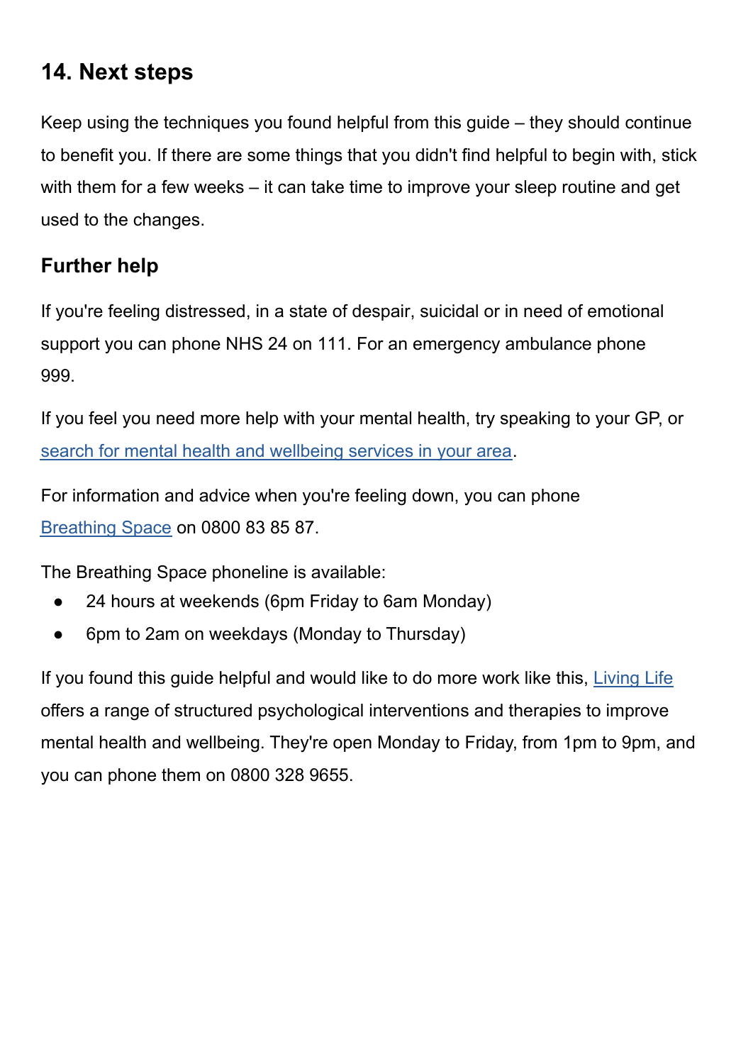## 14. Next steps

Keep using the techniques you found helpful from this guide – they should continue to benefit you. If there are some things that you didn't find helpful to begin with, stick with them for a few weeks – it can take time to improve your sleep routine and get used to the changes.

### Further help

If you're feeling distressed, in a state of despair, suicidal or in need of emotional support you can phone NHS 24 on 111. For an emergency ambulance phone 999.

If you feel you need more help with your mental health, try speaking to your GP, or search for mental health and wellbeing services in your area.

For information and advice when you're feeling down, you can phone Breathing Space on 0800 83 85 87.

The Breathing Space phoneline is available:

- 24 hours at weekends (6pm Friday to 6am Monday)
- 6pm to 2am on weekdays (Monday to Thursday)

If you found this guide helpful and would like to do more work like this, Living Life offers a range of structured psychological interventions and therapies to improve mental health and wellbeing. They're open Monday to Friday, from 1pm to 9pm, and you can phone them on 0800 328 9655.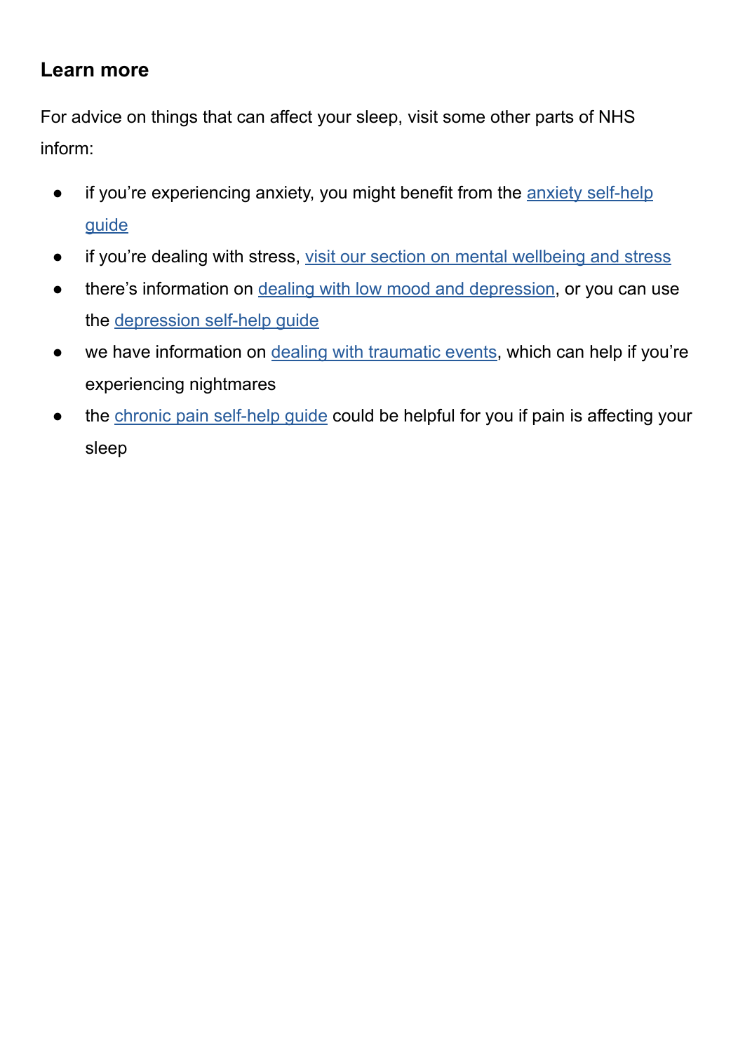## Learn more

For advice on things that can affect your sleep, visit some other parts of NHS inform:

- if you're experiencing anxiety, you might benefit from the anxiety self-help guide
- if you're dealing with stress, visit our section on mental wellbeing and stress
- there's information on dealing with low mood and depression, or you can use the depression self-help guide
- we have information on dealing with traumatic events, which can help if you're experiencing nightmares
- the chronic pain self-help guide could be helpful for you if pain is affecting your sleep